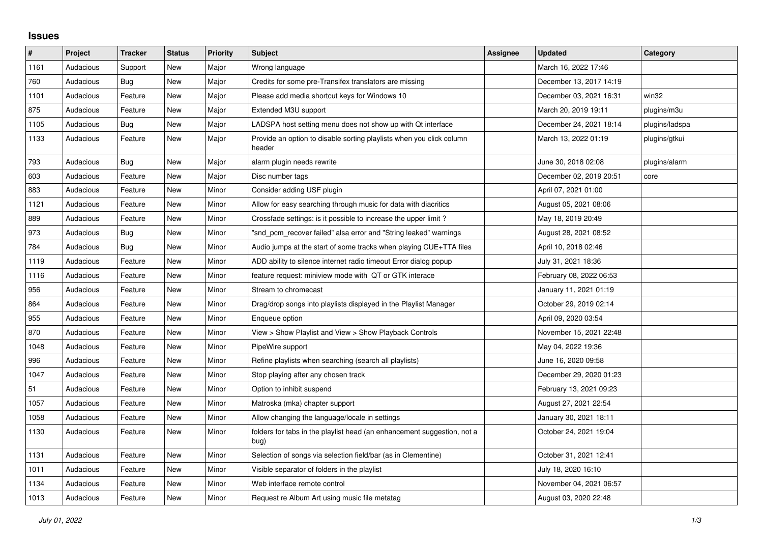# Issues

| # | Project | Tracker | Status | Priority | Subject | Assignee | Updated | Category |
|---|---|---|---|---|---|---|---|---|
| 1161 | Audacious | Support | New | Major | Wrong language | | March 16, 2022 17:46 | |
| 760 | Audacious | Bug | New | Major | Credits for some pre-Transifex translators are missing | | December 13, 2017 14:19 | |
| 1101 | Audacious | Feature | New | Major | Please add media shortcut keys for Windows 10 | | December 03, 2021 16:31 | win32 |
| 875 | Audacious | Feature | New | Major | Extended M3U support | | March 20, 2019 19:11 | plugins/m3u |
| 1105 | Audacious | Bug | New | Major | LADSPA host setting menu does not show up with Qt interface | | December 24, 2021 18:14 | plugins/ladspa |
| 1133 | Audacious | Feature | New | Major | Provide an option to disable sorting playlists when you click column header | | March 13, 2022 01:19 | plugins/gtkui |
| 793 | Audacious | Bug | New | Major | alarm plugin needs rewrite | | June 30, 2018 02:08 | plugins/alarm |
| 603 | Audacious | Feature | New | Major | Disc number tags | | December 02, 2019 20:51 | core |
| 883 | Audacious | Feature | New | Minor | Consider adding USF plugin | | April 07, 2021 01:00 | |
| 1121 | Audacious | Feature | New | Minor | Allow for easy searching through music for data with diacritics | | August 05, 2021 08:06 | |
| 889 | Audacious | Feature | New | Minor | Crossfade settings: is it possible to increase the upper limit ? | | May 18, 2019 20:49 | |
| 973 | Audacious | Bug | New | Minor | "snd_pcm_recover failed" alsa error and "String leaked" warnings | | August 28, 2021 08:52 | |
| 784 | Audacious | Bug | New | Minor | Audio jumps at the start of some tracks when playing CUE+TTA files | | April 10, 2018 02:46 | |
| 1119 | Audacious | Feature | New | Minor | ADD ability to silence internet radio timeout Error dialog popup | | July 31, 2021 18:36 | |
| 1116 | Audacious | Feature | New | Minor | feature request: miniview mode with QT or GTK interace | | February 08, 2022 06:53 | |
| 956 | Audacious | Feature | New | Minor | Stream to chromecast | | January 11, 2021 01:19 | |
| 864 | Audacious | Feature | New | Minor | Drag/drop songs into playlists displayed in the Playlist Manager | | October 29, 2019 02:14 | |
| 955 | Audacious | Feature | New | Minor | Enqueue option | | April 09, 2020 03:54 | |
| 870 | Audacious | Feature | New | Minor | View > Show Playlist and View > Show Playback Controls | | November 15, 2021 22:48 | |
| 1048 | Audacious | Feature | New | Minor | PipeWire support | | May 04, 2022 19:36 | |
| 996 | Audacious | Feature | New | Minor | Refine playlists when searching (search all playlists) | | June 16, 2020 09:58 | |
| 1047 | Audacious | Feature | New | Minor | Stop playing after any chosen track | | December 29, 2020 01:23 | |
| 51 | Audacious | Feature | New | Minor | Option to inhibit suspend | | February 13, 2021 09:23 | |
| 1057 | Audacious | Feature | New | Minor | Matroska (mka) chapter support | | August 27, 2021 22:54 | |
| 1058 | Audacious | Feature | New | Minor | Allow changing the language/locale in settings | | January 30, 2021 18:11 | |
| 1130 | Audacious | Feature | New | Minor | folders for tabs in the playlist head (an enhancement suggestion, not a bug) | | October 24, 2021 19:04 | |
| 1131 | Audacious | Feature | New | Minor | Selection of songs via selection field/bar (as in Clementine) | | October 31, 2021 12:41 | |
| 1011 | Audacious | Feature | New | Minor | Visible separator of folders in the playlist | | July 18, 2020 16:10 | |
| 1134 | Audacious | Feature | New | Minor | Web interface remote control | | November 04, 2021 06:57 | |
| 1013 | Audacious | Feature | New | Minor | Request re Album Art using music file metatag | | August 03, 2020 22:48 | |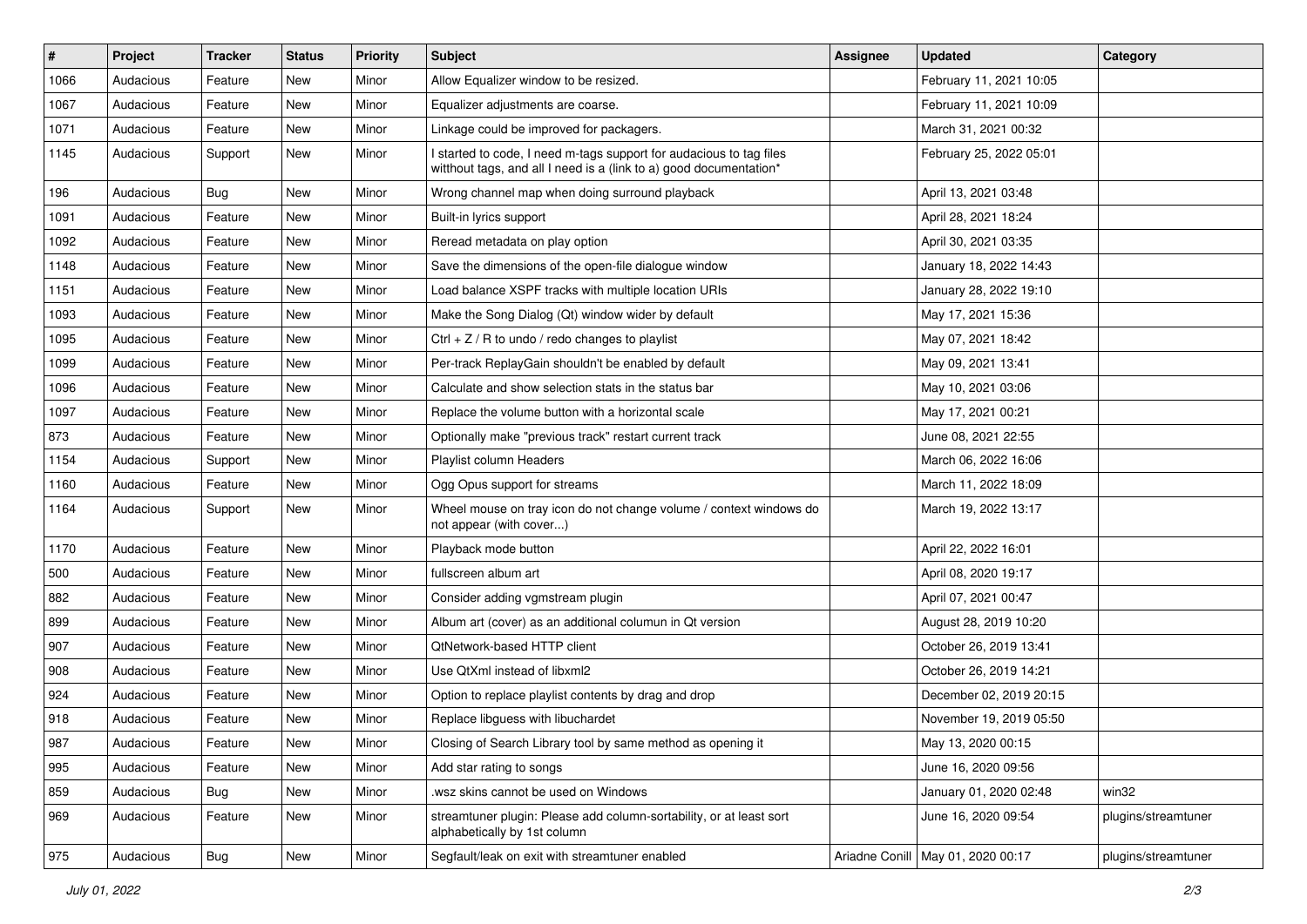| # | Project | Tracker | Status | Priority | Subject | Assignee | Updated | Category |
|---|---|---|---|---|---|---|---|---|
| 1066 | Audacious | Feature | New | Minor | Allow Equalizer window to be resized. | | February 11, 2021 10:05 | |
| 1067 | Audacious | Feature | New | Minor | Equalizer adjustments are coarse. | | February 11, 2021 10:09 | |
| 1071 | Audacious | Feature | New | Minor | Linkage could be improved for packagers. | | March 31, 2021 00:32 | |
| 1145 | Audacious | Support | New | Minor | I started to code, I need m-tags support for audacious to tag files witthout tags, and all I need is a (link to a) good documentation* | | February 25, 2022 05:01 | |
| 196 | Audacious | Bug | New | Minor | Wrong channel map when doing surround playback | | April 13, 2021 03:48 | |
| 1091 | Audacious | Feature | New | Minor | Built-in lyrics support | | April 28, 2021 18:24 | |
| 1092 | Audacious | Feature | New | Minor | Reread metadata on play option | | April 30, 2021 03:35 | |
| 1148 | Audacious | Feature | New | Minor | Save the dimensions of the open-file dialogue window | | January 18, 2022 14:43 | |
| 1151 | Audacious | Feature | New | Minor | Load balance XSPF tracks with multiple location URIs | | January 28, 2022 19:10 | |
| 1093 | Audacious | Feature | New | Minor | Make the Song Dialog (Qt) window wider by default | | May 17, 2021 15:36 | |
| 1095 | Audacious | Feature | New | Minor | Ctrl + Z / R to undo / redo changes to playlist | | May 07, 2021 18:42 | |
| 1099 | Audacious | Feature | New | Minor | Per-track ReplayGain shouldn't be enabled by default | | May 09, 2021 13:41 | |
| 1096 | Audacious | Feature | New | Minor | Calculate and show selection stats in the status bar | | May 10, 2021 03:06 | |
| 1097 | Audacious | Feature | New | Minor | Replace the volume button with a horizontal scale | | May 17, 2021 00:21 | |
| 873 | Audacious | Feature | New | Minor | Optionally make "previous track" restart current track | | June 08, 2021 22:55 | |
| 1154 | Audacious | Support | New | Minor | Playlist column Headers | | March 06, 2022 16:06 | |
| 1160 | Audacious | Feature | New | Minor | Ogg Opus support for streams | | March 11, 2022 18:09 | |
| 1164 | Audacious | Support | New | Minor | Wheel mouse on tray icon do not change volume / context windows do not appear (with cover...) | | March 19, 2022 13:17 | |
| 1170 | Audacious | Feature | New | Minor | Playback mode button | | April 22, 2022 16:01 | |
| 500 | Audacious | Feature | New | Minor | fullscreen album art | | April 08, 2020 19:17 | |
| 882 | Audacious | Feature | New | Minor | Consider adding vgmstream plugin | | April 07, 2021 00:47 | |
| 899 | Audacious | Feature | New | Minor | Album art (cover) as an additional columun in Qt version | | August 28, 2019 10:20 | |
| 907 | Audacious | Feature | New | Minor | QtNetwork-based HTTP client | | October 26, 2019 13:41 | |
| 908 | Audacious | Feature | New | Minor | Use QtXml instead of libxml2 | | October 26, 2019 14:21 | |
| 924 | Audacious | Feature | New | Minor | Option to replace playlist contents by drag and drop | | December 02, 2019 20:15 | |
| 918 | Audacious | Feature | New | Minor | Replace libguess with libuchardet | | November 19, 2019 05:50 | |
| 987 | Audacious | Feature | New | Minor | Closing of Search Library tool by same method as opening it | | May 13, 2020 00:15 | |
| 995 | Audacious | Feature | New | Minor | Add star rating to songs | | June 16, 2020 09:56 | |
| 859 | Audacious | Bug | New | Minor | .wsz skins cannot be used on Windows | | January 01, 2020 02:48 | win32 |
| 969 | Audacious | Feature | New | Minor | streamtuner plugin: Please add column-sortability, or at least sort alphabetically by 1st column | | June 16, 2020 09:54 | plugins/streamtuner |
| 975 | Audacious | Bug | New | Minor | Segfault/leak on exit with streamtuner enabled | Ariadne Conill | May 01, 2020 00:17 | plugins/streamtuner |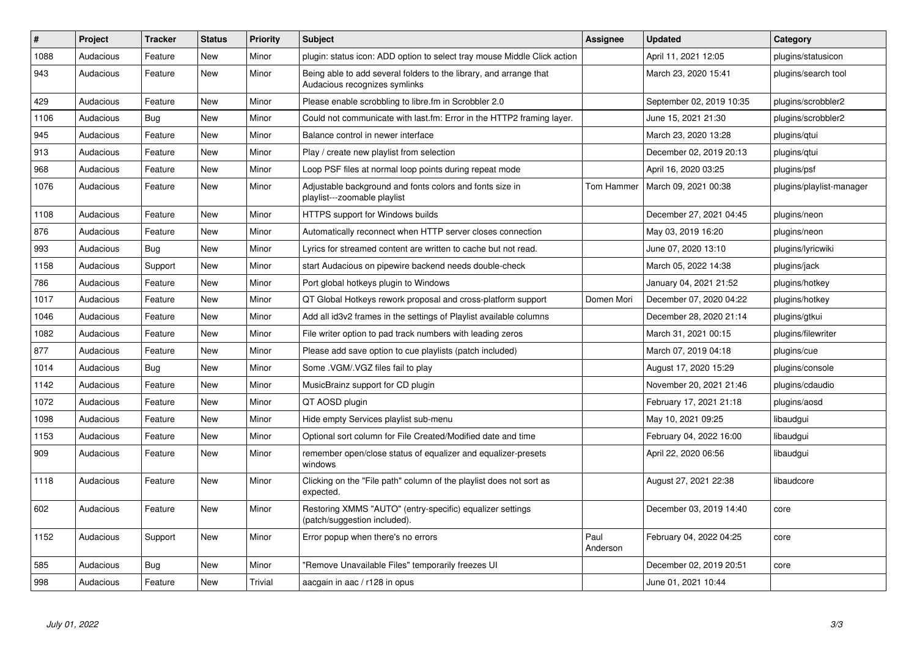| # | Project | Tracker | Status | Priority | Subject | Assignee | Updated | Category |
|---|---|---|---|---|---|---|---|---|
| 1088 | Audacious | Feature | New | Minor | plugin: status icon: ADD option to select tray mouse Middle Click action | | April 11, 2021 12:05 | plugins/statusicon |
| 943 | Audacious | Feature | New | Minor | Being able to add several folders to the library, and arrange that Audacious recognizes symlinks | | March 23, 2020 15:41 | plugins/search tool |
| 429 | Audacious | Feature | New | Minor | Please enable scrobbling to libre.fm in Scrobbler 2.0 | | September 02, 2019 10:35 | plugins/scrobbler2 |
| 1106 | Audacious | Bug | New | Minor | Could not communicate with last.fm: Error in the HTTP2 framing layer. | | June 15, 2021 21:30 | plugins/scrobbler2 |
| 945 | Audacious | Feature | New | Minor | Balance control in newer interface | | March 23, 2020 13:28 | plugins/qtui |
| 913 | Audacious | Feature | New | Minor | Play / create new playlist from selection | | December 02, 2019 20:13 | plugins/qtui |
| 968 | Audacious | Feature | New | Minor | Loop PSF files at normal loop points during repeat mode | | April 16, 2020 03:25 | plugins/psf |
| 1076 | Audacious | Feature | New | Minor | Adjustable background and fonts colors and fonts size in playlist---zoomable playlist | Tom Hammer | March 09, 2021 00:38 | plugins/playlist-manager |
| 1108 | Audacious | Feature | New | Minor | HTTPS support for Windows builds | | December 27, 2021 04:45 | plugins/neon |
| 876 | Audacious | Feature | New | Minor | Automatically reconnect when HTTP server closes connection | | May 03, 2019 16:20 | plugins/neon |
| 993 | Audacious | Bug | New | Minor | Lyrics for streamed content are written to cache but not read. | | June 07, 2020 13:10 | plugins/lyricwiki |
| 1158 | Audacious | Support | New | Minor | start Audacious on pipewire backend needs double-check | | March 05, 2022 14:38 | plugins/jack |
| 786 | Audacious | Feature | New | Minor | Port global hotkeys plugin to Windows | | January 04, 2021 21:52 | plugins/hotkey |
| 1017 | Audacious | Feature | New | Minor | QT Global Hotkeys rework proposal and cross-platform support | Domen Mori | December 07, 2020 04:22 | plugins/hotkey |
| 1046 | Audacious | Feature | New | Minor | Add all id3v2 frames in the settings of Playlist available columns | | December 28, 2020 21:14 | plugins/gtkui |
| 1082 | Audacious | Feature | New | Minor | File writer option to pad track numbers with leading zeros | | March 31, 2021 00:15 | plugins/filewriter |
| 877 | Audacious | Feature | New | Minor | Please add save option to cue playlists (patch included) | | March 07, 2019 04:18 | plugins/cue |
| 1014 | Audacious | Bug | New | Minor | Some .VGM/.VGZ files fail to play | | August 17, 2020 15:29 | plugins/console |
| 1142 | Audacious | Feature | New | Minor | MusicBrainz support for CD plugin | | November 20, 2021 21:46 | plugins/cdaudio |
| 1072 | Audacious | Feature | New | Minor | QT AOSD plugin | | February 17, 2021 21:18 | plugins/aosd |
| 1098 | Audacious | Feature | New | Minor | Hide empty Services playlist sub-menu | | May 10, 2021 09:25 | libaudgui |
| 1153 | Audacious | Feature | New | Minor | Optional sort column for File Created/Modified date and time | | February 04, 2022 16:00 | libaudgui |
| 909 | Audacious | Feature | New | Minor | remember open/close status of equalizer and equalizer-presets windows | | April 22, 2020 06:56 | libaudgui |
| 1118 | Audacious | Feature | New | Minor | Clicking on the "File path" column of the playlist does not sort as expected. | | August 27, 2021 22:38 | libaudcore |
| 602 | Audacious | Feature | New | Minor | Restoring XMMS "AUTO" (entry-specific) equalizer settings (patch/suggestion included). | | December 03, 2019 14:40 | core |
| 1152 | Audacious | Support | New | Minor | Error popup when there's no errors | Paul Anderson | February 04, 2022 04:25 | core |
| 585 | Audacious | Bug | New | Minor | "Remove Unavailable Files" temporarily freezes UI | | December 02, 2019 20:51 | core |
| 998 | Audacious | Feature | New | Trivial | aacgain in aac / r128 in opus | | June 01, 2021 10:44 | |

*July 01, 2022*